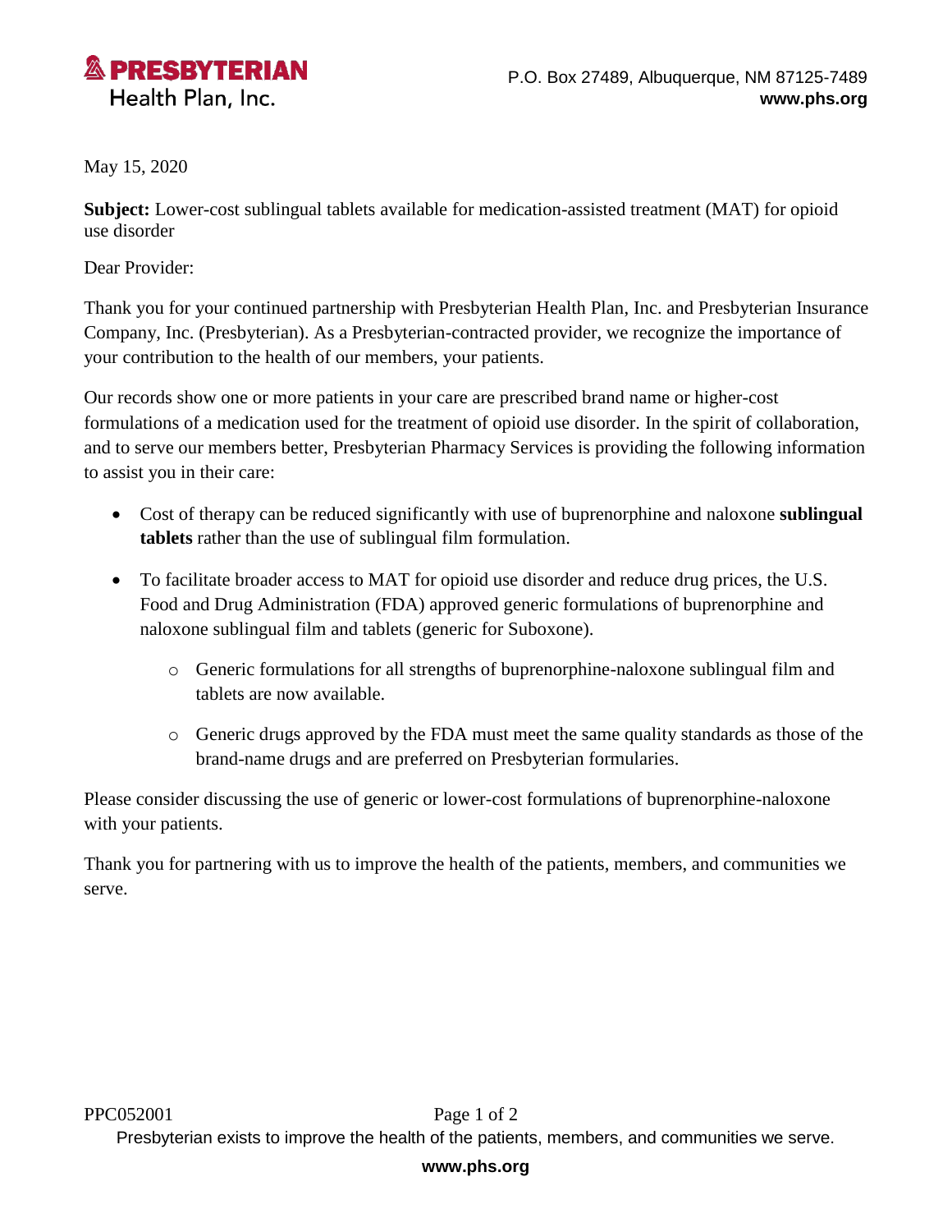**PRESBYTERIAN**
Health Plan, Inc.

P.O. Box 27489, Albuquerque, NM 87125-7489
**www.phs.org**

May 15, 2020

**Subject:** Lower-cost sublingual tablets available for medication-assisted treatment (MAT) for opioid use disorder

Dear Provider:

Thank you for your continued partnership with Presbyterian Health Plan, Inc. and Presbyterian Insurance Company, Inc. (Presbyterian). As a Presbyterian-contracted provider, we recognize the importance of your contribution to the health of our members, your patients.

Our records show one or more patients in your care are prescribed brand name or higher-cost formulations of a medication used for the treatment of opioid use disorder. In the spirit of collaboration, and to serve our members better, Presbyterian Pharmacy Services is providing the following information to assist you in their care:

- Cost of therapy can be reduced significantly with use of buprenorphine and naloxone **sublingual tablets** rather than the use of sublingual film formulation.
- To facilitate broader access to MAT for opioid use disorder and reduce drug prices, the U.S. Food and Drug Administration (FDA) approved generic formulations of buprenorphine and naloxone sublingual film and tablets (generic for Suboxone).
    - Generic formulations for all strengths of buprenorphine-naloxone sublingual film and tablets are now available.
    - Generic drugs approved by the FDA must meet the same quality standards as those of the brand-name drugs and are preferred on Presbyterian formularies.

Please consider discussing the use of generic or lower-cost formulations of buprenorphine-naloxone with your patients.

Thank you for partnering with us to improve the health of the patients, members, and communities we serve.

PPC052001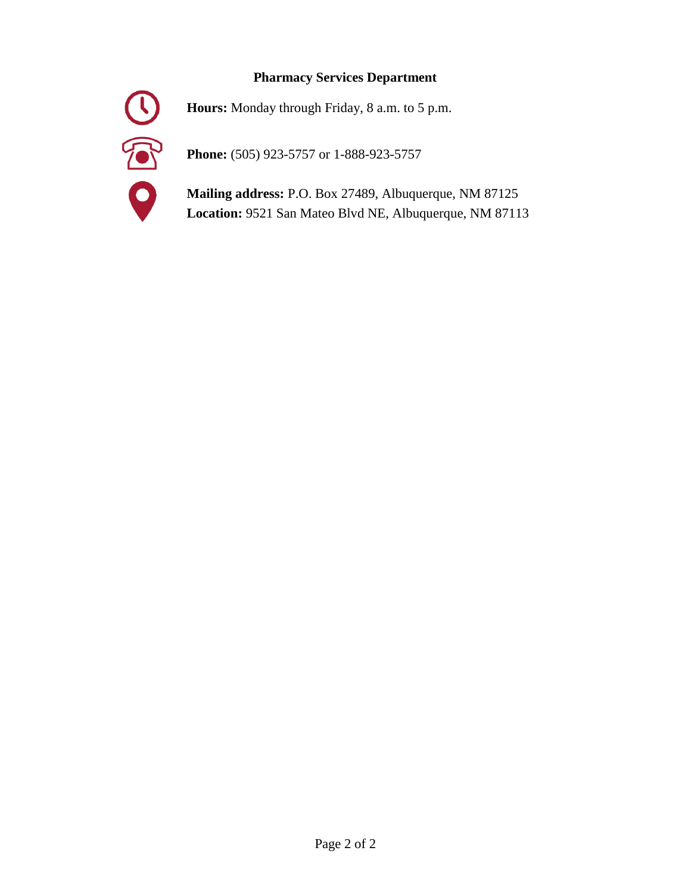**Pharmacy Services Department**

**Hours:** Monday through Friday, 8 a.m. to 5 p.m.

**Phone:** (505) 923-5757 or 1-888-923-5757

**Mailing address:** P.O. Box 27489, Albuquerque, NM 87125
**Location:** 9521 San Mateo Blvd NE, Albuquerque, NM 87113